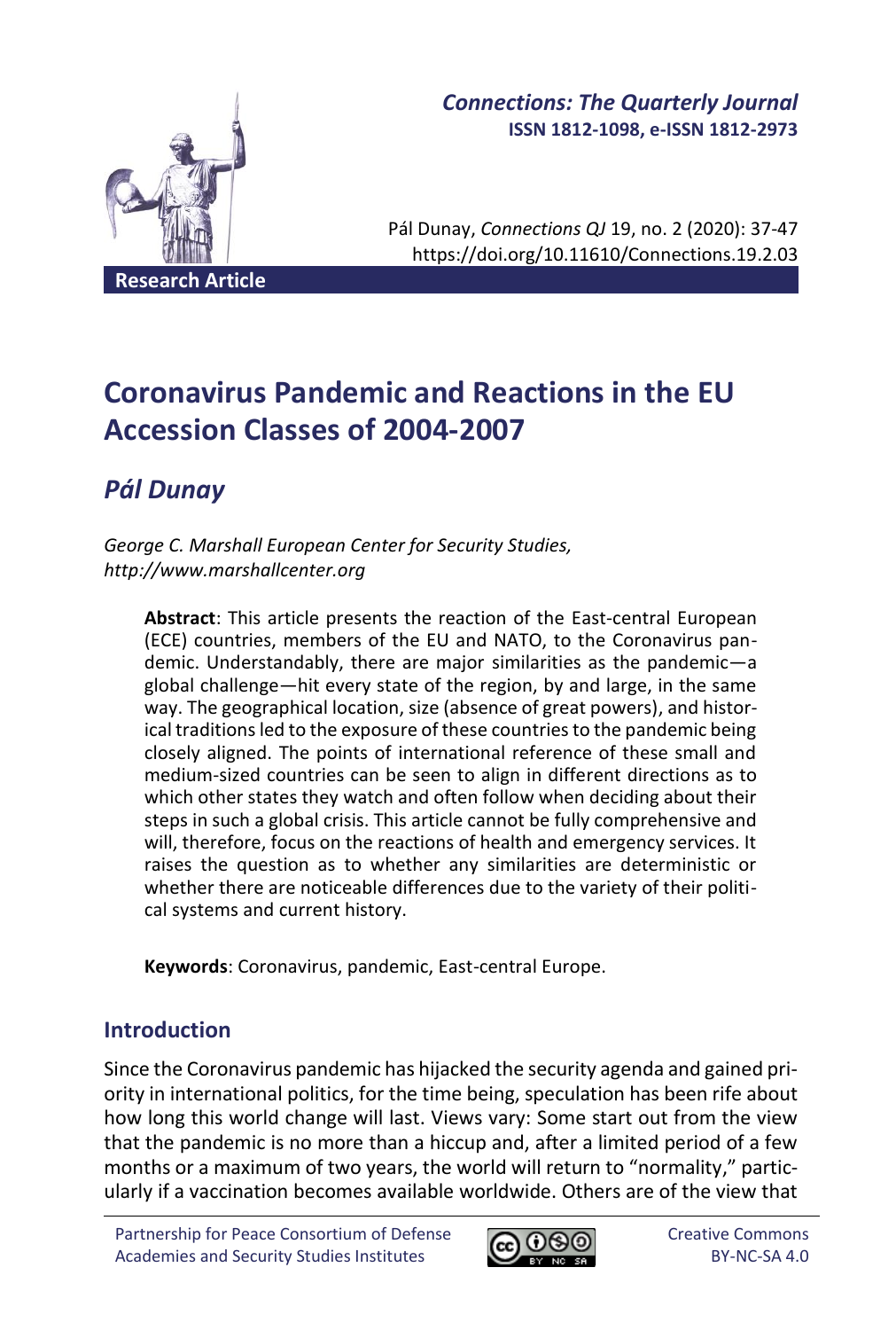*Connections: The Quarterly Journal*
**ISSN 1812-1098, e-ISSN 1812-2973**

Pál Dunay, *Connections QJ* 19, no. 2 (2020): 37-47
https://doi.org/10.11610/Connections.19.2.03

**Research Article**

# Coronavirus Pandemic and Reactions in the EU Accession Classes of 2004-2007

## *Pál Dunay*

*George C. Marshall European Center for Security Studies, http://www.marshallcenter.org*

> **Abstract**: This article presents the reaction of the East-central European (ECE) countries, members of the EU and NATO, to the Coronavirus pandemic. Understandably, there are major similarities as the pandemic—a global challenge—hit every state of the region, by and large, in the same way. The geographical location, size (absence of great powers), and historical traditions led to the exposure of these countries to the pandemic being closely aligned. The points of international reference of these small and medium-sized countries can be seen to align in different directions as to which other states they watch and often follow when deciding about their steps in such a global crisis. This article cannot be fully comprehensive and will, therefore, focus on the reactions of health and emergency services. It raises the question as to whether any similarities are deterministic or whether there are noticeable differences due to the variety of their political systems and current history.
>
> **Keywords**: Coronavirus, pandemic, East-central Europe.

## Introduction

Since the Coronavirus pandemic has hijacked the security agenda and gained priority in international politics, for the time being, speculation has been rife about how long this world change will last. Views vary: Some start out from the view that the pandemic is no more than a hiccup and, after a limited period of a few months or a maximum of two years, the world will return to "normality," particularly if a vaccination becomes available worldwide. Others are of the view that

Partnership for Peace Consortium of Defense Academies and Security Studies Institutes

Creative Commons BY-NC-SA 4.0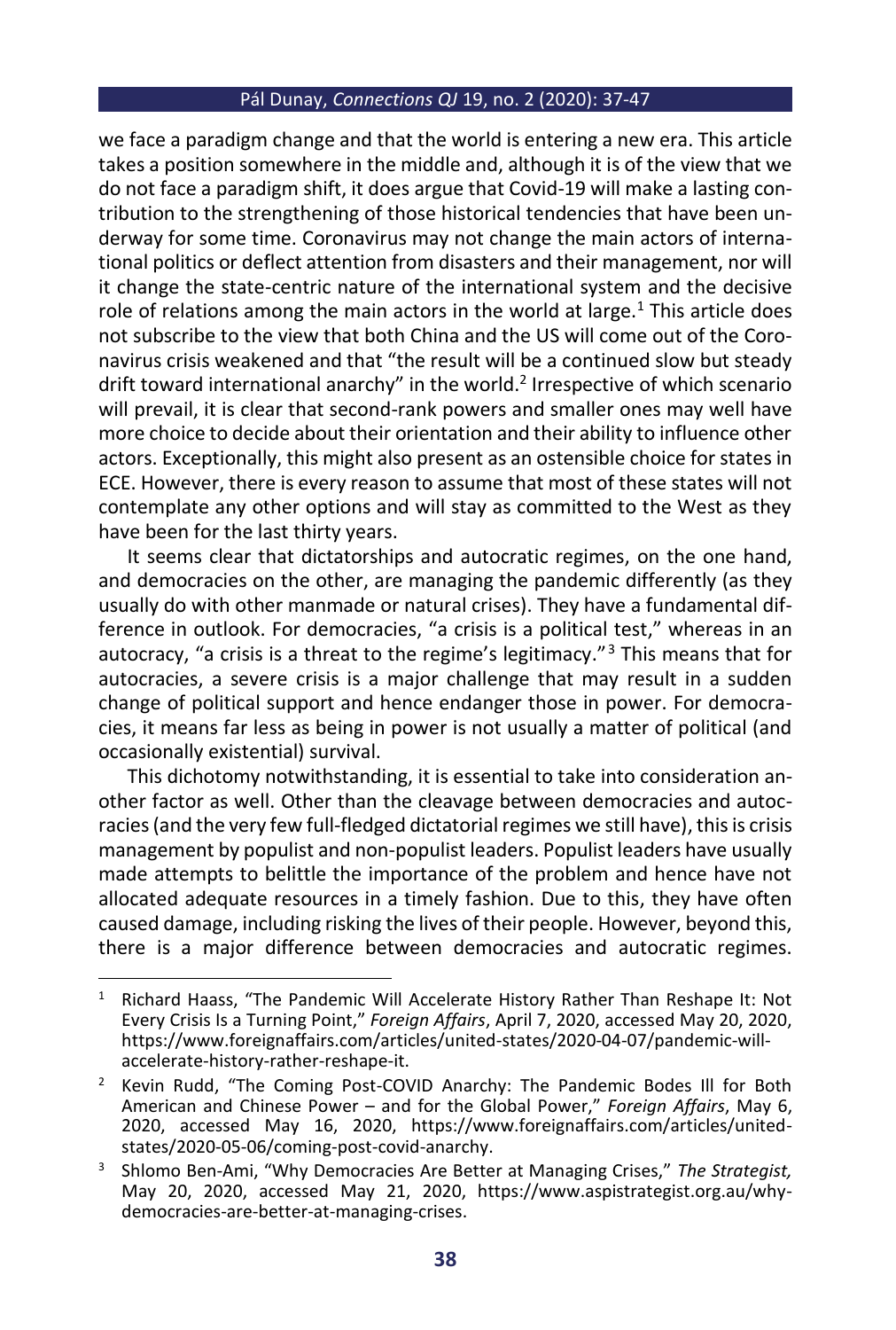we face a paradigm change and that the world is entering a new era. This article takes a position somewhere in the middle and, although it is of the view that we do not face a paradigm shift, it does argue that Covid-19 will make a lasting contribution to the strengthening of those historical tendencies that have been underway for some time. Coronavirus may not change the main actors of international politics or deflect attention from disasters and their management, nor will it change the state-centric nature of the international system and the decisive role of relations among the main actors in the world at large.[1] This article does not subscribe to the view that both China and the US will come out of the Coronavirus crisis weakened and that "the result will be a continued slow but steady drift toward international anarchy" in the world.[2] Irrespective of which scenario will prevail, it is clear that second-rank powers and smaller ones may well have more choice to decide about their orientation and their ability to influence other actors. Exceptionally, this might also present as an ostensible choice for states in ECE. However, there is every reason to assume that most of these states will not contemplate any other options and will stay as committed to the West as they have been for the last thirty years.

It seems clear that dictatorships and autocratic regimes, on the one hand, and democracies on the other, are managing the pandemic differently (as they usually do with other manmade or natural crises). They have a fundamental difference in outlook. For democracies, "a crisis is a political test," whereas in an autocracy, "a crisis is a threat to the regime's legitimacy."[3] This means that for autocracies, a severe crisis is a major challenge that may result in a sudden change of political support and hence endanger those in power. For democracies, it means far less as being in power is not usually a matter of political (and occasionally existential) survival.

This dichotomy notwithstanding, it is essential to take into consideration another factor as well. Other than the cleavage between democracies and autocracies (and the very few full-fledged dictatorial regimes we still have), this is crisis management by populist and non-populist leaders. Populist leaders have usually made attempts to belittle the importance of the problem and hence have not allocated adequate resources in a timely fashion. Due to this, they have often caused damage, including risking the lives of their people. However, beyond this, there is a major difference between democracies and autocratic regimes.

---

[1] Richard Haass, "The Pandemic Will Accelerate History Rather Than Reshape It: Not Every Crisis Is a Turning Point," *Foreign Affairs*, April 7, 2020, accessed May 20, 2020, https://www.foreignaffairs.com/articles/united-states/2020-04-07/pandemic-will-accelerate-history-rather-reshape-it.

[2] Kevin Rudd, "The Coming Post-COVID Anarchy: The Pandemic Bodes Ill for Both American and Chinese Power – and for the Global Power," *Foreign Affairs*, May 6, 2020, accessed May 16, 2020, https://www.foreignaffairs.com/articles/united-states/2020-05-06/coming-post-covid-anarchy.

[3] Shlomo Ben-Ami, "Why Democracies Are Better at Managing Crises," *The Strategist,* May 20, 2020, accessed May 21, 2020, https://www.aspistrategist.org.au/why-democracies-are-better-at-managing-crises.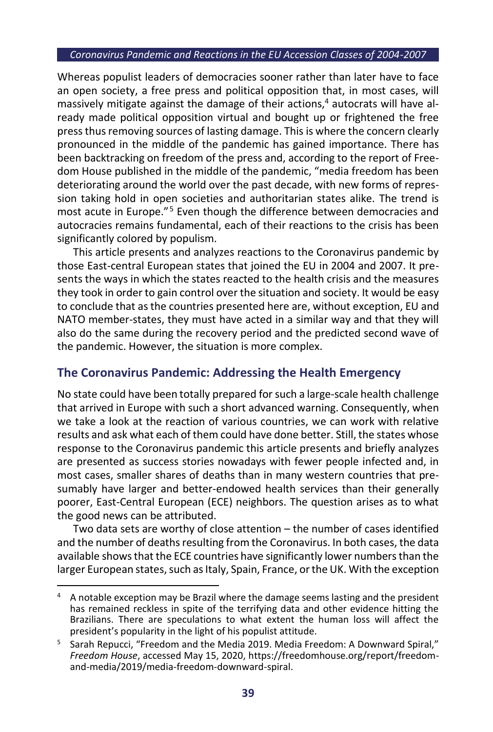Whereas populist leaders of democracies sooner rather than later have to face an open society, a free press and political opposition that, in most cases, will massively mitigate against the damage of their actions,[4] autocrats will have already made political opposition virtual and bought up or frightened the free press thus removing sources of lasting damage. This is where the concern clearly pronounced in the middle of the pandemic has gained importance. There has been backtracking on freedom of the press and, according to the report of Freedom House published in the middle of the pandemic, "media freedom has been deteriorating around the world over the past decade, with new forms of repression taking hold in open societies and authoritarian states alike. The trend is most acute in Europe."[5] Even though the difference between democracies and autocracies remains fundamental, each of their reactions to the crisis has been significantly colored by populism.

This article presents and analyzes reactions to the Coronavirus pandemic by those East-central European states that joined the EU in 2004 and 2007. It presents the ways in which the states reacted to the health crisis and the measures they took in order to gain control over the situation and society. It would be easy to conclude that as the countries presented here are, without exception, EU and NATO member-states, they must have acted in a similar way and that they will also do the same during the recovery period and the predicted second wave of the pandemic. However, the situation is more complex.

## The Coronavirus Pandemic: Addressing the Health Emergency

No state could have been totally prepared for such a large-scale health challenge that arrived in Europe with such a short advanced warning. Consequently, when we take a look at the reaction of various countries, we can work with relative results and ask what each of them could have done better. Still, the states whose response to the Coronavirus pandemic this article presents and briefly analyzes are presented as success stories nowadays with fewer people infected and, in most cases, smaller shares of deaths than in many western countries that presumably have larger and better-endowed health services than their generally poorer, East-Central European (ECE) neighbors. The question arises as to what the good news can be attributed.

Two data sets are worthy of close attention – the number of cases identified and the number of deaths resulting from the Coronavirus. In both cases, the data available shows that the ECE countries have significantly lower numbers than the larger European states, such as Italy, Spain, France, or the UK. With the exception

---

[4] A notable exception may be Brazil where the damage seems lasting and the president has remained reckless in spite of the terrifying data and other evidence hitting the Brazilians. There are speculations to what extent the human loss will affect the president's popularity in the light of his populist attitude.

[5] Sarah Repucci, "Freedom and the Media 2019. Media Freedom: A Downward Spiral," *Freedom House*, accessed May 15, 2020, https://freedomhouse.org/report/freedom-and-media/2019/media-freedom-downward-spiral.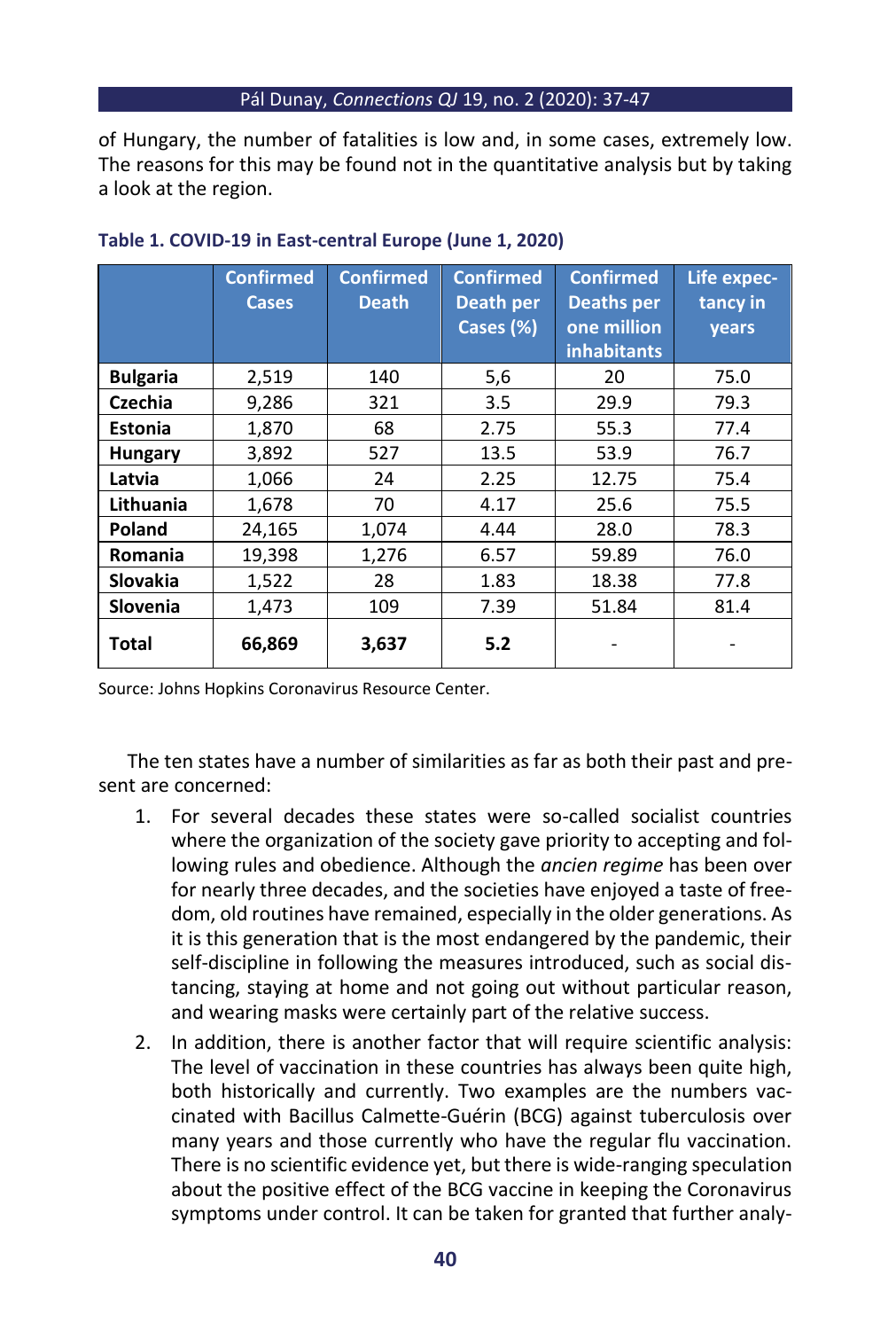of Hungary, the number of fatalities is low and, in some cases, extremely low. The reasons for this may be found not in the quantitative analysis but by taking a look at the region.

**Table 1. COVID-19 in East-central Europe (June 1, 2020)**

| | Confirmed Cases | Confirmed Death | Confirmed Death per Cases (%) | Confirmed Deaths per one million inhabitants | Life expec-tancy in years |
|---|---|---|---|---|---|
| **Bulgaria** | 2,519 | 140 | 5,6 | 20 | 75.0 |
| **Czechia** | 9,286 | 321 | 3.5 | 29.9 | 79.3 |
| **Estonia** | 1,870 | 68 | 2.75 | 55.3 | 77.4 |
| **Hungary** | 3,892 | 527 | 13.5 | 53.9 | 76.7 |
| **Latvia** | 1,066 | 24 | 2.25 | 12.75 | 75.4 |
| **Lithuania** | 1,678 | 70 | 4.17 | 25.6 | 75.5 |
| **Poland** | 24,165 | 1,074 | 4.44 | 28.0 | 78.3 |
| **Romania** | 19,398 | 1,276 | 6.57 | 59.89 | 76.0 |
| **Slovakia** | 1,522 | 28 | 1.83 | 18.38 | 77.8 |
| **Slovenia** | 1,473 | 109 | 7.39 | 51.84 | 81.4 |
| **Total** | **66,869** | **3,637** | **5.2** | - | - |

Source: Johns Hopkins Coronavirus Resource Center.

The ten states have a number of similarities as far as both their past and present are concerned:

1. For several decades these states were so-called socialist countries where the organization of the society gave priority to accepting and following rules and obedience. Although the *ancien regime* has been over for nearly three decades, and the societies have enjoyed a taste of freedom, old routines have remained, especially in the older generations. As it is this generation that is the most endangered by the pandemic, their self-discipline in following the measures introduced, such as social distancing, staying at home and not going out without particular reason, and wearing masks were certainly part of the relative success.
2. In addition, there is another factor that will require scientific analysis: The level of vaccination in these countries has always been quite high, both historically and currently. Two examples are the numbers vaccinated with Bacillus Calmette-Guérin (BCG) against tuberculosis over many years and those currently who have the regular flu vaccination. There is no scientific evidence yet, but there is wide-ranging speculation about the positive effect of the BCG vaccine in keeping the Coronavirus symptoms under control. It can be taken for granted that further analy-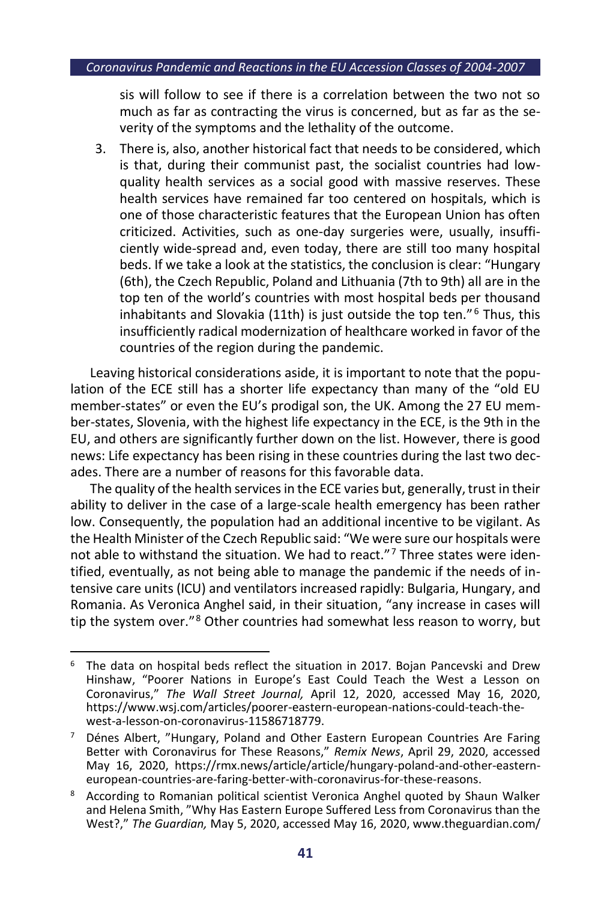sis will follow to see if there is a correlation between the two not so much as far as contracting the virus is concerned, but as far as the severity of the symptoms and the lethality of the outcome.

3. There is, also, another historical fact that needs to be considered, which is that, during their communist past, the socialist countries had low-quality health services as a social good with massive reserves. These health services have remained far too centered on hospitals, which is one of those characteristic features that the European Union has often criticized. Activities, such as one-day surgeries were, usually, insufficiently wide-spread and, even today, there are still too many hospital beds. If we take a look at the statistics, the conclusion is clear: "Hungary (6th), the Czech Republic, Poland and Lithuania (7th to 9th) all are in the top ten of the world's countries with most hospital beds per thousand inhabitants and Slovakia (11th) is just outside the top ten."[6] Thus, this insufficiently radical modernization of healthcare worked in favor of the countries of the region during the pandemic.

Leaving historical considerations aside, it is important to note that the population of the ECE still has a shorter life expectancy than many of the "old EU member-states" or even the EU's prodigal son, the UK. Among the 27 EU member-states, Slovenia, with the highest life expectancy in the ECE, is the 9th in the EU, and others are significantly further down on the list. However, there is good news: Life expectancy has been rising in these countries during the last two decades. There are a number of reasons for this favorable data.

The quality of the health services in the ECE varies but, generally, trust in their ability to deliver in the case of a large-scale health emergency has been rather low. Consequently, the population had an additional incentive to be vigilant. As the Health Minister of the Czech Republic said: "We were sure our hospitals were not able to withstand the situation. We had to react."[7] Three states were identified, eventually, as not being able to manage the pandemic if the needs of intensive care units (ICU) and ventilators increased rapidly: Bulgaria, Hungary, and Romania. As Veronica Anghel said, in their situation, "any increase in cases will tip the system over."[8] Other countries had somewhat less reason to worry, but

---

[6] The data on hospital beds reflect the situation in 2017. Bojan Pancevski and Drew Hinshaw, "Poorer Nations in Europe's East Could Teach the West a Lesson on Coronavirus," *The Wall Street Journal,* April 12, 2020, accessed May 16, 2020, https://www.wsj.com/articles/poorer-eastern-european-nations-could-teach-the-west-a-lesson-on-coronavirus-11586718779.

[7] Dénes Albert, "Hungary, Poland and Other Eastern European Countries Are Faring Better with Coronavirus for These Reasons," *Remix News*, April 29, 2020, accessed May 16, 2020, https://rmx.news/article/article/hungary-poland-and-other-eastern-european-countries-are-faring-better-with-coronavirus-for-these-reasons.

[8] According to Romanian political scientist Veronica Anghel quoted by Shaun Walker and Helena Smith, "Why Has Eastern Europe Suffered Less from Coronavirus than the West?," *The Guardian,* May 5, 2020, accessed May 16, 2020, www.theguardian.com/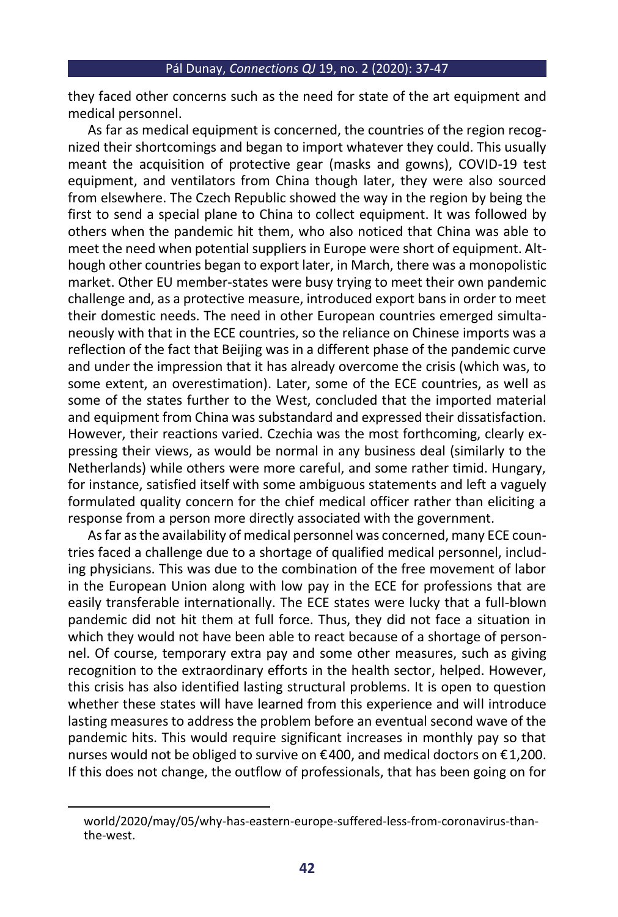they faced other concerns such as the need for state of the art equipment and medical personnel.

As far as medical equipment is concerned, the countries of the region recognized their shortcomings and began to import whatever they could. This usually meant the acquisition of protective gear (masks and gowns), COVID-19 test equipment, and ventilators from China though later, they were also sourced from elsewhere. The Czech Republic showed the way in the region by being the first to send a special plane to China to collect equipment. It was followed by others when the pandemic hit them, who also noticed that China was able to meet the need when potential suppliers in Europe were short of equipment. Although other countries began to export later, in March, there was a monopolistic market. Other EU member-states were busy trying to meet their own pandemic challenge and, as a protective measure, introduced export bans in order to meet their domestic needs. The need in other European countries emerged simultaneously with that in the ECE countries, so the reliance on Chinese imports was a reflection of the fact that Beijing was in a different phase of the pandemic curve and under the impression that it has already overcome the crisis (which was, to some extent, an overestimation). Later, some of the ECE countries, as well as some of the states further to the West, concluded that the imported material and equipment from China was substandard and expressed their dissatisfaction. However, their reactions varied. Czechia was the most forthcoming, clearly expressing their views, as would be normal in any business deal (similarly to the Netherlands) while others were more careful, and some rather timid. Hungary, for instance, satisfied itself with some ambiguous statements and left a vaguely formulated quality concern for the chief medical officer rather than eliciting a response from a person more directly associated with the government.

As far as the availability of medical personnel was concerned, many ECE countries faced a challenge due to a shortage of qualified medical personnel, including physicians. This was due to the combination of the free movement of labor in the European Union along with low pay in the ECE for professions that are easily transferable internationally. The ECE states were lucky that a full-blown pandemic did not hit them at full force. Thus, they did not face a situation in which they would not have been able to react because of a shortage of personnel. Of course, temporary extra pay and some other measures, such as giving recognition to the extraordinary efforts in the health sector, helped. However, this crisis has also identified lasting structural problems. It is open to question whether these states will have learned from this experience and will introduce lasting measures to address the problem before an eventual second wave of the pandemic hits. This would require significant increases in monthly pay so that nurses would not be obliged to survive on €400, and medical doctors on €1,200. If this does not change, the outflow of professionals, that has been going on for

world/2020/may/05/why-has-eastern-europe-suffered-less-from-coronavirus-than-the-west.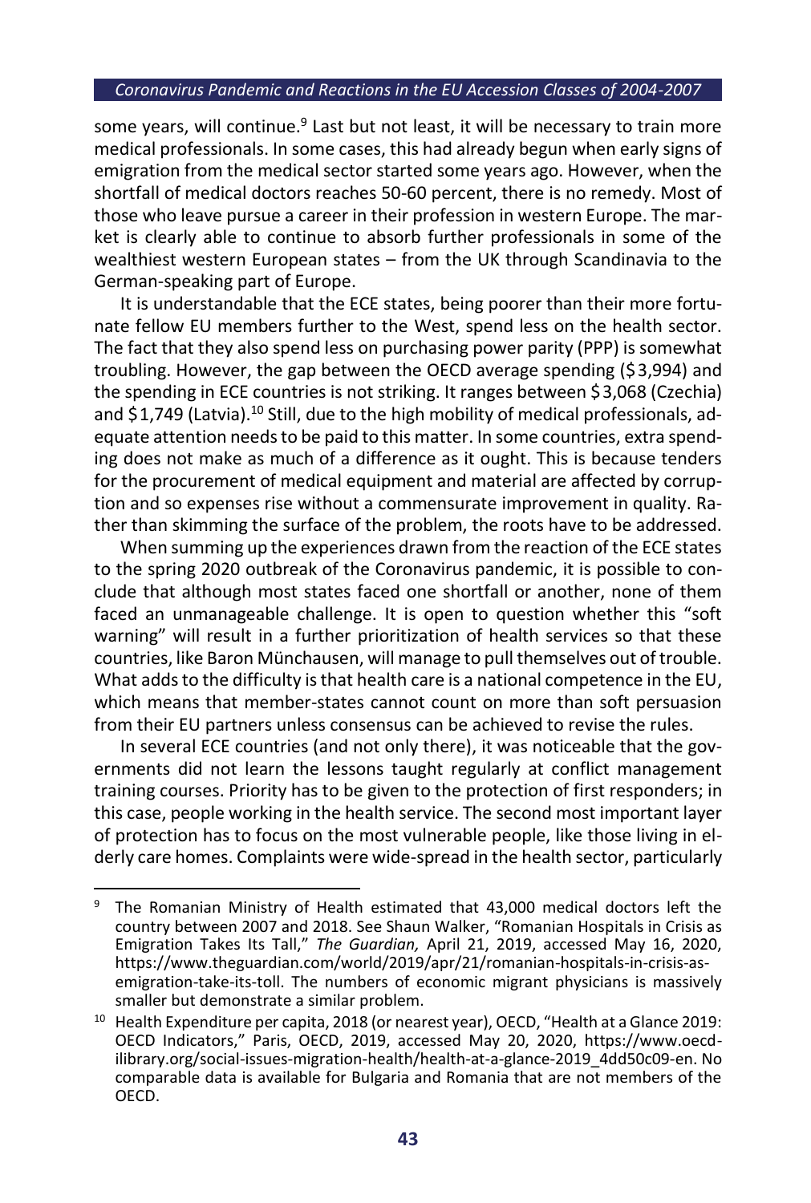some years, will continue.[9] Last but not least, it will be necessary to train more medical professionals. In some cases, this had already begun when early signs of emigration from the medical sector started some years ago. However, when the shortfall of medical doctors reaches 50-60 percent, there is no remedy. Most of those who leave pursue a career in their profession in western Europe. The market is clearly able to continue to absorb further professionals in some of the wealthiest western European states – from the UK through Scandinavia to the German-speaking part of Europe.

It is understandable that the ECE states, being poorer than their more fortunate fellow EU members further to the West, spend less on the health sector. The fact that they also spend less on purchasing power parity (PPP) is somewhat troubling. However, the gap between the OECD average spending ($3,994) and the spending in ECE countries is not striking. It ranges between $3,068 (Czechia) and $1,749 (Latvia).[10] Still, due to the high mobility of medical professionals, adequate attention needs to be paid to this matter. In some countries, extra spending does not make as much of a difference as it ought. This is because tenders for the procurement of medical equipment and material are affected by corruption and so expenses rise without a commensurate improvement in quality. Rather than skimming the surface of the problem, the roots have to be addressed.

When summing up the experiences drawn from the reaction of the ECE states to the spring 2020 outbreak of the Coronavirus pandemic, it is possible to conclude that although most states faced one shortfall or another, none of them faced an unmanageable challenge. It is open to question whether this "soft warning" will result in a further prioritization of health services so that these countries, like Baron Münchausen, will manage to pull themselves out of trouble. What adds to the difficulty is that health care is a national competence in the EU, which means that member-states cannot count on more than soft persuasion from their EU partners unless consensus can be achieved to revise the rules.

In several ECE countries (and not only there), it was noticeable that the governments did not learn the lessons taught regularly at conflict management training courses. Priority has to be given to the protection of first responders; in this case, people working in the health service. The second most important layer of protection has to focus on the most vulnerable people, like those living in elderly care homes. Complaints were wide-spread in the health sector, particularly

---

[9] The Romanian Ministry of Health estimated that 43,000 medical doctors left the country between 2007 and 2018. See Shaun Walker, "Romanian Hospitals in Crisis as Emigration Takes Its Tall," *The Guardian,* April 21, 2019, accessed May 16, 2020, https://www.theguardian.com/world/2019/apr/21/romanian-hospitals-in-crisis-as-emigration-take-its-toll. The numbers of economic migrant physicians is massively smaller but demonstrate a similar problem.

[10] Health Expenditure per capita, 2018 (or nearest year), OECD, "Health at a Glance 2019: OECD Indicators," Paris, OECD, 2019, accessed May 20, 2020, https://www.oecd-ilibrary.org/social-issues-migration-health/health-at-a-glance-2019_4dd50c09-en. No comparable data is available for Bulgaria and Romania that are not members of the OECD.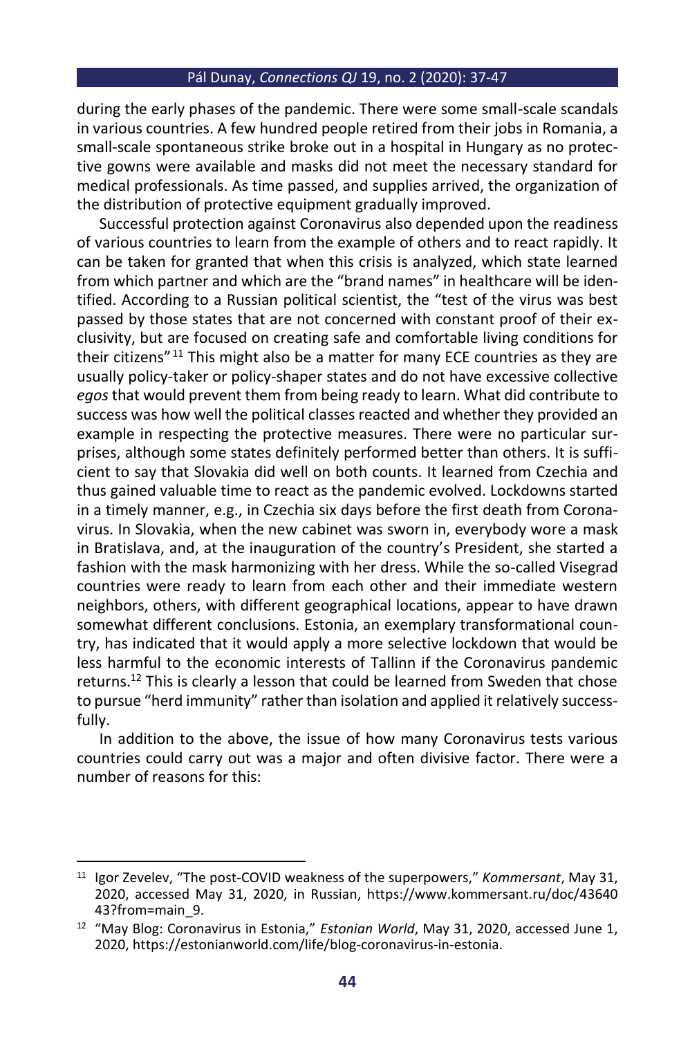during the early phases of the pandemic. There were some small-scale scandals in various countries. A few hundred people retired from their jobs in Romania, a small-scale spontaneous strike broke out in a hospital in Hungary as no protective gowns were available and masks did not meet the necessary standard for medical professionals. As time passed, and supplies arrived, the organization of the distribution of protective equipment gradually improved.

Successful protection against Coronavirus also depended upon the readiness of various countries to learn from the example of others and to react rapidly. It can be taken for granted that when this crisis is analyzed, which state learned from which partner and which are the "brand names" in healthcare will be identified. According to a Russian political scientist, the "test of the virus was best passed by those states that are not concerned with constant proof of their exclusivity, but are focused on creating safe and comfortable living conditions for their citizens" [11] This might also be a matter for many ECE countries as they are usually policy-taker or policy-shaper states and do not have excessive collective *egos* that would prevent them from being ready to learn. What did contribute to success was how well the political classes reacted and whether they provided an example in respecting the protective measures. There were no particular surprises, although some states definitely performed better than others. It is sufficient to say that Slovakia did well on both counts. It learned from Czechia and thus gained valuable time to react as the pandemic evolved. Lockdowns started in a timely manner, e.g., in Czechia six days before the first death from Coronavirus. In Slovakia, when the new cabinet was sworn in, everybody wore a mask in Bratislava, and, at the inauguration of the country's President, she started a fashion with the mask harmonizing with her dress. While the so-called Visegrad countries were ready to learn from each other and their immediate western neighbors, others, with different geographical locations, appear to have drawn somewhat different conclusions. Estonia, an exemplary transformational country, has indicated that it would apply a more selective lockdown that would be less harmful to the economic interests of Tallinn if the Coronavirus pandemic returns.[12] This is clearly a lesson that could be learned from Sweden that chose to pursue "herd immunity" rather than isolation and applied it relatively successfully.

In addition to the above, the issue of how many Coronavirus tests various countries could carry out was a major and often divisive factor. There were a number of reasons for this:

---

[11] Igor Zevelev, "The post-COVID weakness of the superpowers," *Kommersant*, May 31, 2020, accessed May 31, 2020, in Russian, https://www.kommersant.ru/doc/4364043?from=main_9.

[12] "May Blog: Coronavirus in Estonia," *Estonian World*, May 31, 2020, accessed June 1, 2020, https://estonianworld.com/life/blog-coronavirus-in-estonia.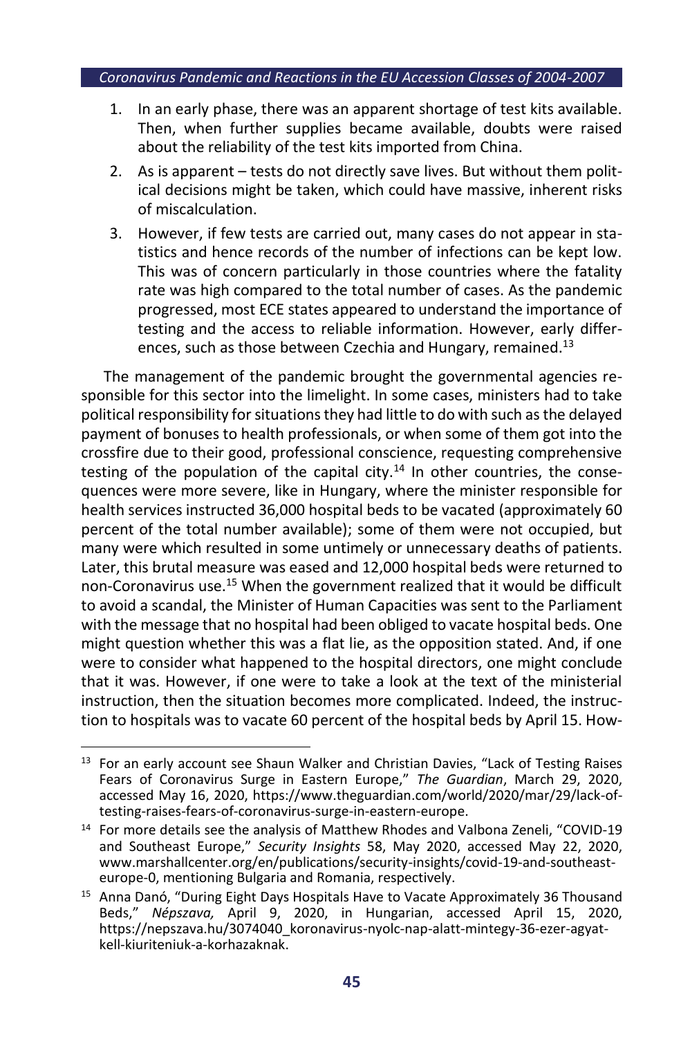1. In an early phase, there was an apparent shortage of test kits available. Then, when further supplies became available, doubts were raised about the reliability of the test kits imported from China.
2. As is apparent – tests do not directly save lives. But without them political decisions might be taken, which could have massive, inherent risks of miscalculation.
3. However, if few tests are carried out, many cases do not appear in statistics and hence records of the number of infections can be kept low. This was of concern particularly in those countries where the fatality rate was high compared to the total number of cases. As the pandemic progressed, most ECE states appeared to understand the importance of testing and the access to reliable information. However, early differences, such as those between Czechia and Hungary, remained.[13]

The management of the pandemic brought the governmental agencies responsible for this sector into the limelight. In some cases, ministers had to take political responsibility for situations they had little to do with such as the delayed payment of bonuses to health professionals, or when some of them got into the crossfire due to their good, professional conscience, requesting comprehensive testing of the population of the capital city.[14] In other countries, the consequences were more severe, like in Hungary, where the minister responsible for health services instructed 36,000 hospital beds to be vacated (approximately 60 percent of the total number available); some of them were not occupied, but many were which resulted in some untimely or unnecessary deaths of patients. Later, this brutal measure was eased and 12,000 hospital beds were returned to non-Coronavirus use.[15] When the government realized that it would be difficult to avoid a scandal, the Minister of Human Capacities was sent to the Parliament with the message that no hospital had been obliged to vacate hospital beds. One might question whether this was a flat lie, as the opposition stated. And, if one were to consider what happened to the hospital directors, one might conclude that it was. However, if one were to take a look at the text of the ministerial instruction, then the situation becomes more complicated. Indeed, the instruction to hospitals was to vacate 60 percent of the hospital beds by April 15. How-

---

[13] For an early account see Shaun Walker and Christian Davies, "Lack of Testing Raises Fears of Coronavirus Surge in Eastern Europe," *The Guardian*, March 29, 2020, accessed May 16, 2020, https://www.theguardian.com/world/2020/mar/29/lack-of-testing-raises-fears-of-coronavirus-surge-in-eastern-europe.

[14] For more details see the analysis of Matthew Rhodes and Valbona Zeneli, "COVID-19 and Southeast Europe," *Security Insights* 58, May 2020, accessed May 22, 2020, www.marshallcenter.org/en/publications/security-insights/covid-19-and-southeast-europe-0, mentioning Bulgaria and Romania, respectively.

[15] Anna Danó, "During Eight Days Hospitals Have to Vacate Approximately 36 Thousand Beds," *Népszava,* April 9, 2020, in Hungarian, accessed April 15, 2020, https://nepszava.hu/3074040_koronavirus-nyolc-nap-alatt-mintegy-36-ezer-agyat-kell-kiuriteniuk-a-korhazaknak.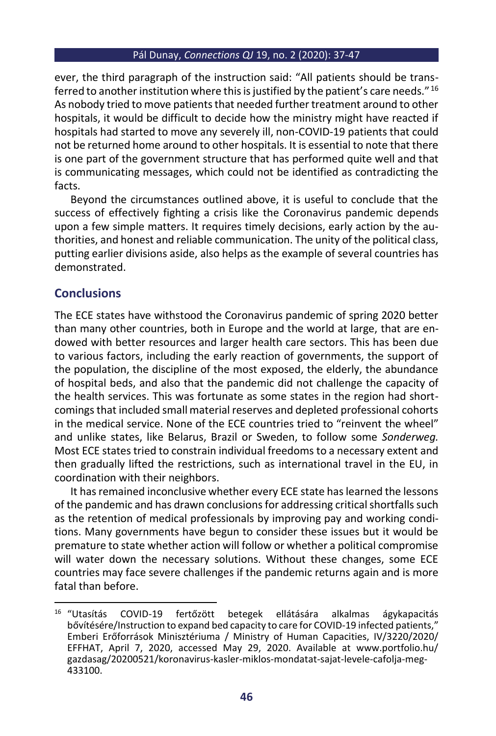ever, the third paragraph of the instruction said: "All patients should be transferred to another institution where this is justified by the patient's care needs."[16] As nobody tried to move patients that needed further treatment around to other hospitals, it would be difficult to decide how the ministry might have reacted if hospitals had started to move any severely ill, non-COVID-19 patients that could not be returned home around to other hospitals. It is essential to note that there is one part of the government structure that has performed quite well and that is communicating messages, which could not be identified as contradicting the facts.

Beyond the circumstances outlined above, it is useful to conclude that the success of effectively fighting a crisis like the Coronavirus pandemic depends upon a few simple matters. It requires timely decisions, early action by the authorities, and honest and reliable communication. The unity of the political class, putting earlier divisions aside, also helps as the example of several countries has demonstrated.

## Conclusions

The ECE states have withstood the Coronavirus pandemic of spring 2020 better than many other countries, both in Europe and the world at large, that are endowed with better resources and larger health care sectors. This has been due to various factors, including the early reaction of governments, the support of the population, the discipline of the most exposed, the elderly, the abundance of hospital beds, and also that the pandemic did not challenge the capacity of the health services. This was fortunate as some states in the region had shortcomings that included small material reserves and depleted professional cohorts in the medical service. None of the ECE countries tried to "reinvent the wheel" and unlike states, like Belarus, Brazil or Sweden, to follow some *Sonderweg.* Most ECE states tried to constrain individual freedoms to a necessary extent and then gradually lifted the restrictions, such as international travel in the EU, in coordination with their neighbors.

It has remained inconclusive whether every ECE state has learned the lessons of the pandemic and has drawn conclusions for addressing critical shortfalls such as the retention of medical professionals by improving pay and working conditions. Many governments have begun to consider these issues but it would be premature to state whether action will follow or whether a political compromise will water down the necessary solutions. Without these changes, some ECE countries may face severe challenges if the pandemic returns again and is more fatal than before.

---

[16] "Utasítás COVID-19 fertőzött betegek ellátására alkalmas ágykapacitás bővítésére/Instruction to expand bed capacity to care for COVID-19 infected patients," Emberi Erőforrások Minisztériuma / Ministry of Human Capacities, IV/3220/2020/EFFHAT, April 7, 2020, accessed May 29, 2020. Available at www.portfolio.hu/gazdasag/20200521/koronavirus-kasler-miklos-mondatat-sajat-levele-cafolja-meg-433100.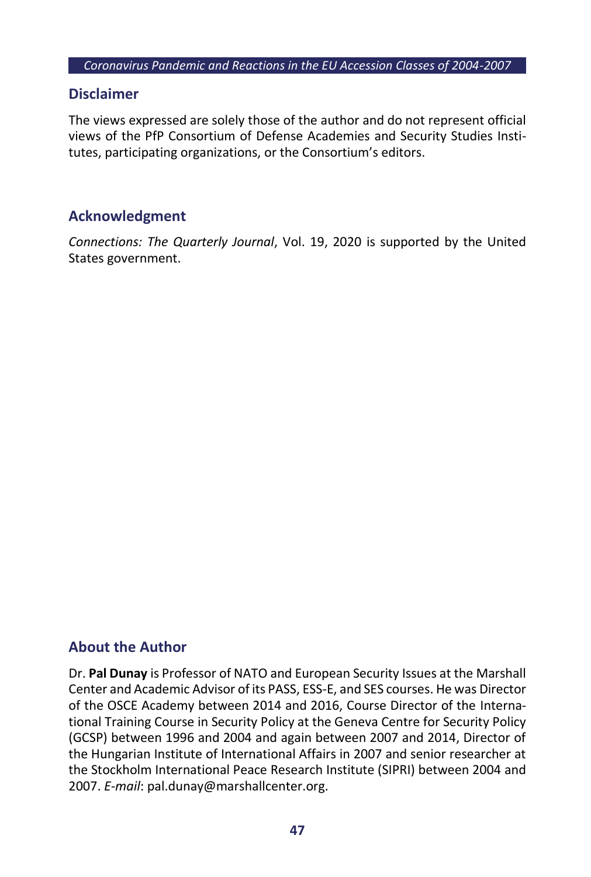## Disclaimer

The views expressed are solely those of the author and do not represent official views of the PfP Consortium of Defense Academies and Security Studies Institutes, participating organizations, or the Consortium's editors.

## Acknowledgment

*Connections: The Quarterly Journal*, Vol. 19, 2020 is supported by the United States government.

## About the Author

Dr. **Pal Dunay** is Professor of NATO and European Security Issues at the Marshall Center and Academic Advisor of its PASS, ESS-E, and SES courses. He was Director of the OSCE Academy between 2014 and 2016, Course Director of the International Training Course in Security Policy at the Geneva Centre for Security Policy (GCSP) between 1996 and 2004 and again between 2007 and 2014, Director of the Hungarian Institute of International Affairs in 2007 and senior researcher at the Stockholm International Peace Research Institute (SIPRI) between 2004 and 2007. *E-mail*: pal.dunay@marshallcenter.org.